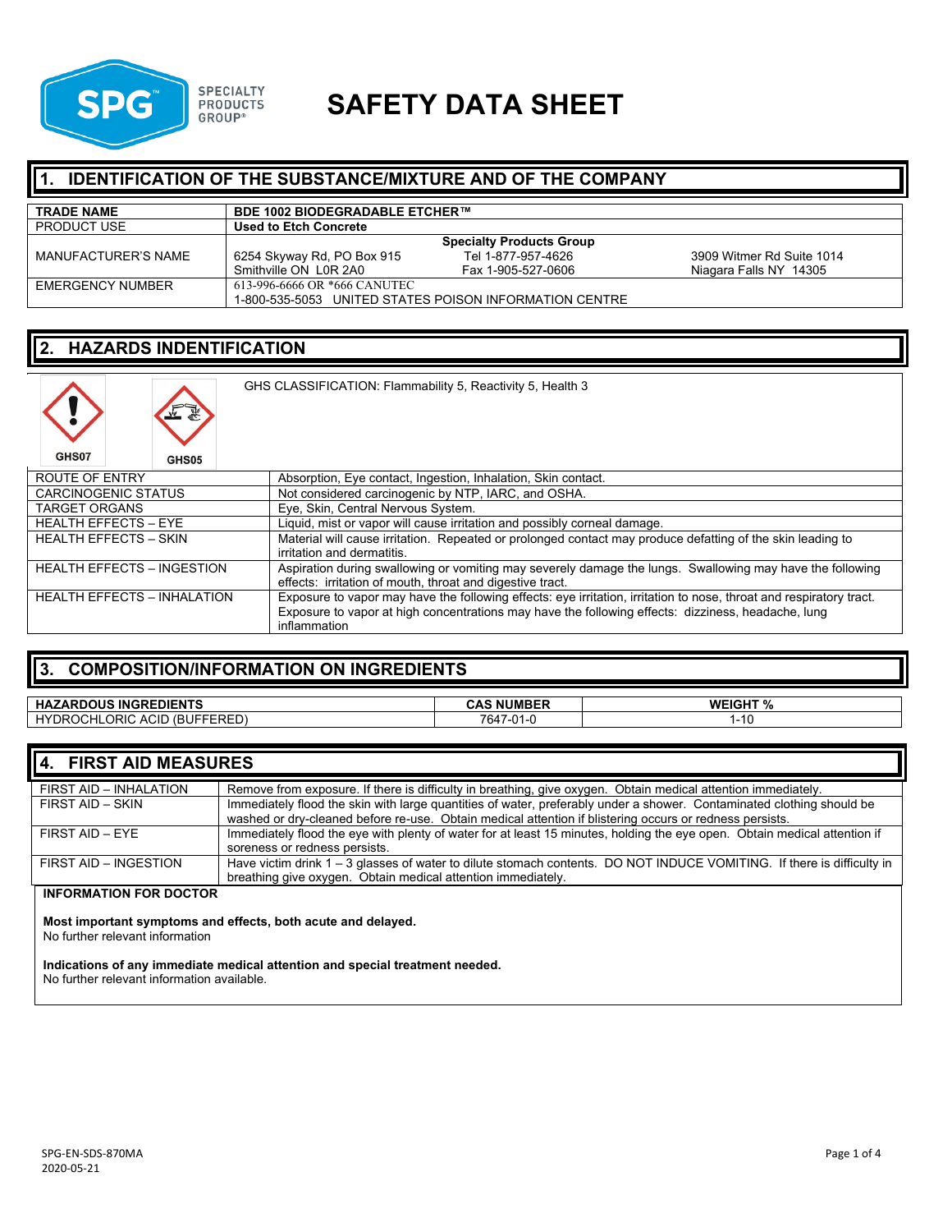# SAFETY DATA SHEET

## 1. IDENTIFICATION OF THE SUBSTANCE/MIXTURE AND OF THE COMPANY

| TRADE NAME | BDE 1002 BIODEGRADABLE ETCHER™ |
|---|---|
| PRODUCT USE | Used to Etch Concrete |
| MANUFACTURER'S NAME | Specialty Products Group<br>6254 Skyway Rd, PO Box 915, Smithville ON L0R 2A0<br>Tel 1-877-957-4626, Fax 1-905-527-0606<br>3909 Witmer Rd Suite 1014, Niagara Falls NY 14305 |
| EMERGENCY NUMBER | 613-996-6666 OR *666 CANUTEC<br>1-800-535-5053 UNITED STATES POISON INFORMATION CENTRE |

## 2. HAZARDS INDENTIFICATION

GHS07 GHS05

GHS CLASSIFICATION: Flammability 5, Reactivity 5, Health 3

| ROUTE OF ENTRY | Absorption, Eye contact, Ingestion, Inhalation, Skin contact. |
|---|---|
| CARCINOGENIC STATUS | Not considered carcinogenic by NTP, IARC, and OSHA. |
| TARGET ORGANS | Eye, Skin, Central Nervous System. |
| HEALTH EFFECTS – EYE | Liquid, mist or vapor will cause irritation and possibly corneal damage. |
| HEALTH EFFECTS – SKIN | Material will cause irritation. Repeated or prolonged contact may produce defatting of the skin leading to irritation and dermatitis. |
| HEALTH EFFECTS – INGESTION | Aspiration during swallowing or vomiting may severely damage the lungs. Swallowing may have the following effects: irritation of mouth, throat and digestive tract. |
| HEALTH EFFECTS – INHALATION | Exposure to vapor may have the following effects: eye irritation, irritation to nose, throat and respiratory tract. Exposure to vapor at high concentrations may have the following effects: dizziness, headache, lung inflammation |

## 3. COMPOSITION/INFORMATION ON INGREDIENTS

| HAZARDOUS INGREDIENTS | CAS NUMBER | WEIGHT % |
|---|---|---|
| HYDROCHLORIC ACID (BUFFERED) | 7647-01-0 | 1-10 |

## 4. FIRST AID MEASURES

| FIRST AID – INHALATION | Remove from exposure. If there is difficulty in breathing, give oxygen. Obtain medical attention immediately. |
|---|---|
| FIRST AID – SKIN | Immediately flood the skin with large quantities of water, preferably under a shower. Contaminated clothing should be washed or dry-cleaned before re-use. Obtain medical attention if blistering occurs or redness persists. |
| FIRST AID – EYE | Immediately flood the eye with plenty of water for at least 15 minutes, holding the eye open. Obtain medical attention if soreness or redness persists. |
| FIRST AID – INGESTION | Have victim drink 1 – 3 glasses of water to dilute stomach contents. DO NOT INDUCE VOMITING. If there is difficulty in breathing give oxygen. Obtain medical attention immediately. |

**INFORMATION FOR DOCTOR**

**Most important symptoms and effects, both acute and delayed.**
No further relevant information

**Indications of any immediate medical attention and special treatment needed.**
No further relevant information available.

SPG-EN-SDS-870MA
2020-05-21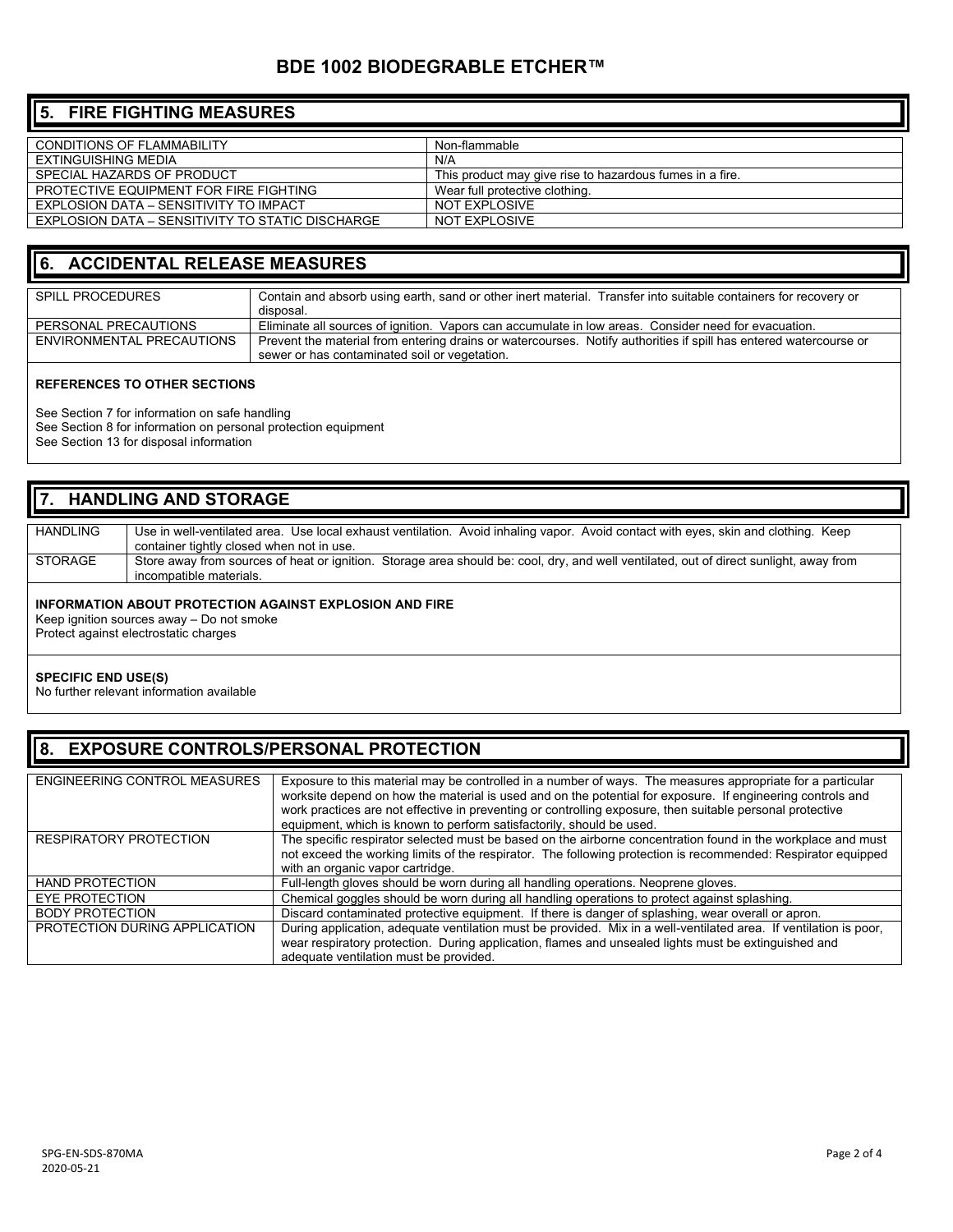## 5. FIRE FIGHTING MEASURES

| | |
|---|---|
| CONDITIONS OF FLAMMABILITY | Non-flammable |
| EXTINGUISHING MEDIA | N/A |
| SPECIAL HAZARDS OF PRODUCT | This product may give rise to hazardous fumes in a fire. |
| PROTECTIVE EQUIPMENT FOR FIRE FIGHTING | Wear full protective clothing. |
| EXPLOSION DATA – SENSITIVITY TO IMPACT | NOT EXPLOSIVE |
| EXPLOSION DATA – SENSITIVITY TO STATIC DISCHARGE | NOT EXPLOSIVE |

## 6. ACCIDENTAL RELEASE MEASURES

| | |
|---|---|
| SPILL PROCEDURES | Contain and absorb using earth, sand or other inert material. Transfer into suitable containers for recovery or disposal. |
| PERSONAL PRECAUTIONS | Eliminate all sources of ignition. Vapors can accumulate in low areas. Consider need for evacuation. |
| ENVIRONMENTAL PRECAUTIONS | Prevent the material from entering drains or watercourses. Notify authorities if spill has entered watercourse or sewer or has contaminated soil or vegetation. |

**REFERENCES TO OTHER SECTIONS**

See Section 7 for information on safe handling
See Section 8 for information on personal protection equipment
See Section 13 for disposal information

## 7. HANDLING AND STORAGE

| | |
|---|---|
| HANDLING | Use in well-ventilated area. Use local exhaust ventilation. Avoid inhaling vapor. Avoid contact with eyes, skin and clothing. Keep container tightly closed when not in use. |
| STORAGE | Store away from sources of heat or ignition. Storage area should be: cool, dry, and well ventilated, out of direct sunlight, away from incompatible materials. |

**INFORMATION ABOUT PROTECTION AGAINST EXPLOSION AND FIRE**
Keep ignition sources away – Do not smoke
Protect against electrostatic charges

**SPECIFIC END USE(S)**
No further relevant information available

## 8. EXPOSURE CONTROLS/PERSONAL PROTECTION

| | |
|---|---|
| ENGINEERING CONTROL MEASURES | Exposure to this material may be controlled in a number of ways. The measures appropriate for a particular worksite depend on how the material is used and on the potential for exposure. If engineering controls and work practices are not effective in preventing or controlling exposure, then suitable personal protective equipment, which is known to perform satisfactorily, should be used. |
| RESPIRATORY PROTECTION | The specific respirator selected must be based on the airborne concentration found in the workplace and must not exceed the working limits of the respirator. The following protection is recommended: Respirator equipped with an organic vapor cartridge. |
| HAND PROTECTION | Full-length gloves should be worn during all handling operations. Neoprene gloves. |
| EYE PROTECTION | Chemical goggles should be worn during all handling operations to protect against splashing. |
| BODY PROTECTION | Discard contaminated protective equipment. If there is danger of splashing, wear overall or apron. |
| PROTECTION DURING APPLICATION | During application, adequate ventilation must be provided. Mix in a well-ventilated area. If ventilation is poor, wear respiratory protection. During application, flames and unsealed lights must be extinguished and adequate ventilation must be provided. |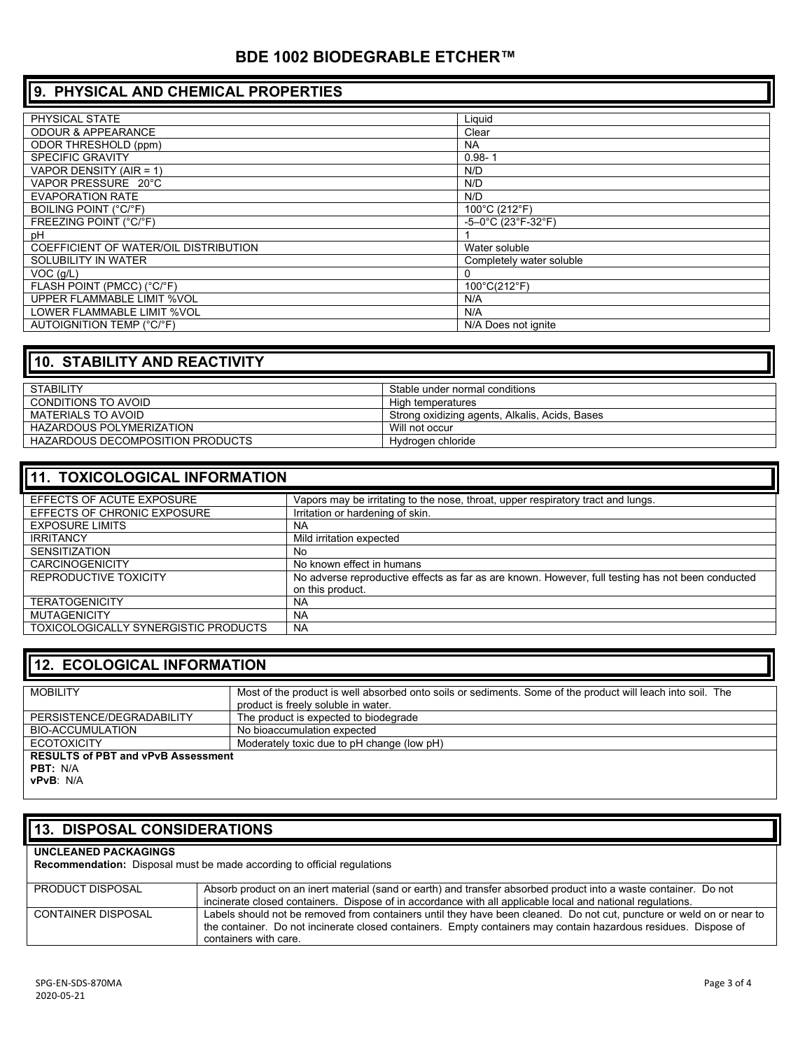# BDE 1002 BIODEGRABLE ETCHER™

## 9. PHYSICAL AND CHEMICAL PROPERTIES

| | |
|---|---|
| PHYSICAL STATE | Liquid |
| ODOUR & APPEARANCE | Clear |
| ODOR THRESHOLD (ppm) | NA |
| SPECIFIC GRAVITY | 0.98- 1 |
| VAPOR DENSITY (AIR = 1) | N/D |
| VAPOR PRESSURE 20°C | N/D |
| EVAPORATION RATE | N/D |
| BOILING POINT (°C/°F) | 100°C (212°F) |
| FREEZING POINT (°C/°F) | -5–0°C (23°F-32°F) |
| pH | 1 |
| COEFFICIENT OF WATER/OIL DISTRIBUTION | Water soluble |
| SOLUBILITY IN WATER | Completely water soluble |
| VOC (g/L) | 0 |
| FLASH POINT (PMCC) (°C/°F) | 100°C(212°F) |
| UPPER FLAMMABLE LIMIT %VOL | N/A |
| LOWER FLAMMABLE LIMIT %VOL | N/A |
| AUTOIGNITION TEMP (°C/°F) | N/A Does not ignite |

## 10. STABILITY AND REACTIVITY

| | |
|---|---|
| STABILITY | Stable under normal conditions |
| CONDITIONS TO AVOID | High temperatures |
| MATERIALS TO AVOID | Strong oxidizing agents, Alkalis, Acids, Bases |
| HAZARDOUS POLYMERIZATION | Will not occur |
| HAZARDOUS DECOMPOSITION PRODUCTS | Hydrogen chloride |

## 11. TOXICOLOGICAL INFORMATION

| | |
|---|---|
| EFFECTS OF ACUTE EXPOSURE | Vapors may be irritating to the nose, throat, upper respiratory tract and lungs. |
| EFFECTS OF CHRONIC EXPOSURE | Irritation or hardening of skin. |
| EXPOSURE LIMITS | NA |
| IRRITANCY | Mild irritation expected |
| SENSITIZATION | No |
| CARCINOGENICITY | No known effect in humans |
| REPRODUCTIVE TOXICITY | No adverse reproductive effects as far as are known. However, full testing has not been conducted on this product. |
| TERATOGENICITY | NA |
| MUTAGENICITY | NA |
| TOXICOLOGICALLY SYNERGISTIC PRODUCTS | NA |

## 12. ECOLOGICAL INFORMATION

| | |
|---|---|
| MOBILITY | Most of the product is well absorbed onto soils or sediments. Some of the product will leach into soil. The product is freely soluble in water. |
| PERSISTENCE/DEGRADABILITY | The product is expected to biodegrade |
| BIO-ACCUMULATION | No bioaccumulation expected |
| ECOTOXICITY | Moderately toxic due to pH change (low pH) |

**RESULTS of PBT and vPvB Assessment**
**PBT:** N/A
**vPvB**: N/A

## 13. DISPOSAL CONSIDERATIONS

**UNCLEANED PACKAGINGS**
**Recommendation:** Disposal must be made according to official regulations

| | |
|---|---|
| PRODUCT DISPOSAL | Absorb product on an inert material (sand or earth) and transfer absorbed product into a waste container. Do not incinerate closed containers. Dispose of in accordance with all applicable local and national regulations. |
| CONTAINER DISPOSAL | Labels should not be removed from containers until they have been cleaned. Do not cut, puncture or weld on or near to the container. Do not incinerate closed containers. Empty containers may contain hazardous residues. Dispose of containers with care. |

SPG-EN-SDS-870MA
2020-05-21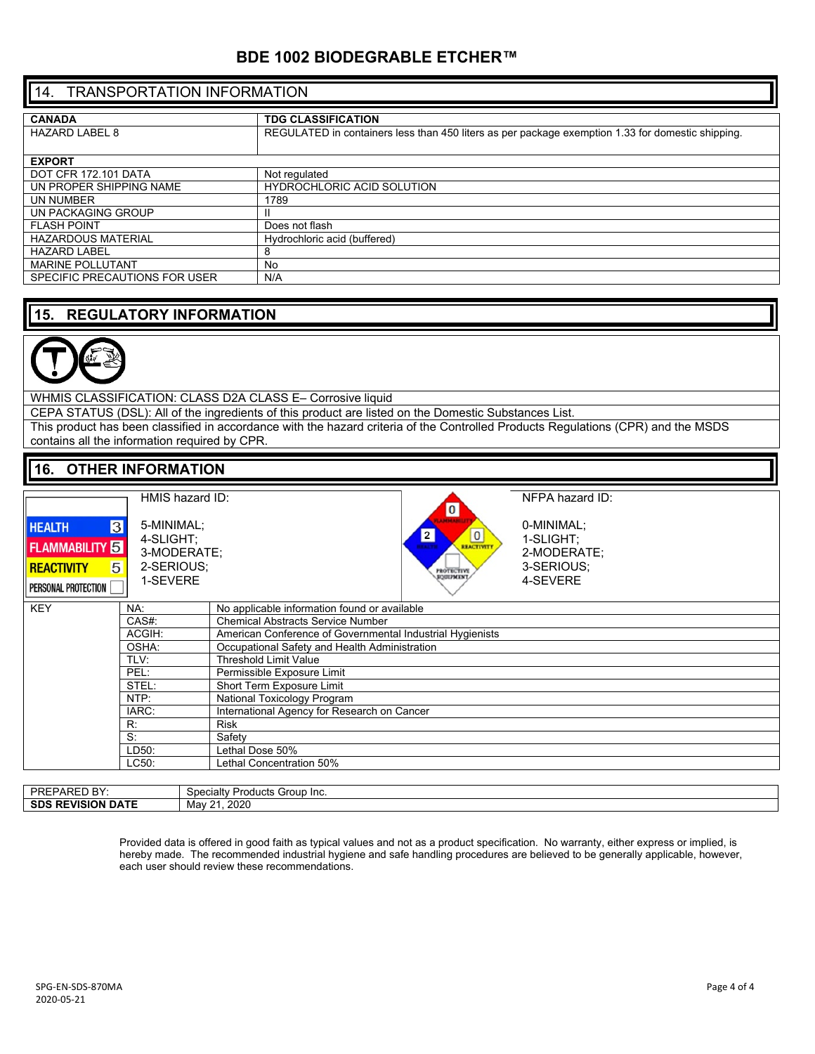# BDE 1002 BIODEGRABLE ETCHER™

## 14. TRANSPORTATION INFORMATION

| CANADA | TDG CLASSIFICATION |
|---|---|
| HAZARD LABEL 8 | REGULATED in containers less than 450 liters as per package exemption 1.33 for domestic shipping. |
| **EXPORT** | |
| DOT CFR 172.101 DATA | Not regulated |
| UN PROPER SHIPPING NAME | HYDROCHLORIC ACID SOLUTION |
| UN NUMBER | 1789 |
| UN PACKAGING GROUP | II |
| FLASH POINT | Does not flash |
| HAZARDOUS MATERIAL | Hydrochloric acid (buffered) |
| HAZARD LABEL | 8 |
| MARINE POLLUTANT | No |
| SPECIFIC PRECAUTIONS FOR USER | N/A |

## 15. REGULATORY INFORMATION

WHMIS CLASSIFICATION: CLASS D2A CLASS E– Corrosive liquid

CEPA STATUS (DSL): All of the ingredients of this product are listed on the Domestic Substances List.

This product has been classified in accordance with the hazard criteria of the Controlled Products Regulations (CPR) and the MSDS contains all the information required by CPR.

## 16. OTHER INFORMATION

| HMIS | |
|---|---|
| HEALTH | 3 |
| FLAMMABILITY | 5 |
| REACTIVITY | 5 |
| PERSONAL PROTECTION | |

HMIS hazard ID:
5-MINIMAL;
4-SLIGHT;
3-MODERATE;
2-SERIOUS;
1-SEVERE

NFPA: FLAMMABILITY 0, HEALTH 2, REACTIVITY 0, PROTECTIVE EQUIPMENT

NFPA hazard ID:
0-MINIMAL;
1-SLIGHT;
2-MODERATE;
3-SERIOUS;
4-SEVERE

| KEY | | |
|---|---|---|
| | NA: | No applicable information found or available |
| | CAS#: | Chemical Abstracts Service Number |
| | ACGIH: | American Conference of Governmental Industrial Hygienists |
| | OSHA: | Occupational Safety and Health Administration |
| | TLV: | Threshold Limit Value |
| | PEL: | Permissible Exposure Limit |
| | STEL: | Short Term Exposure Limit |
| | NTP: | National Toxicology Program |
| | IARC: | International Agency for Research on Cancer |
| | R: | Risk |
| | S: | Safety |
| | LD50: | Lethal Dose 50% |
| | LC50: | Lethal Concentration 50% |

| PREPARED BY: | Specialty Products Group Inc. |
|---|---|
| **SDS REVISION DATE** | May 21, 2020 |

Provided data is offered in good faith as typical values and not as a product specification. No warranty, either express or implied, is hereby made. The recommended industrial hygiene and safe handling procedures are believed to be generally applicable, however, each user should review these recommendations.

SPG-EN-SDS-870MA
2020-05-21